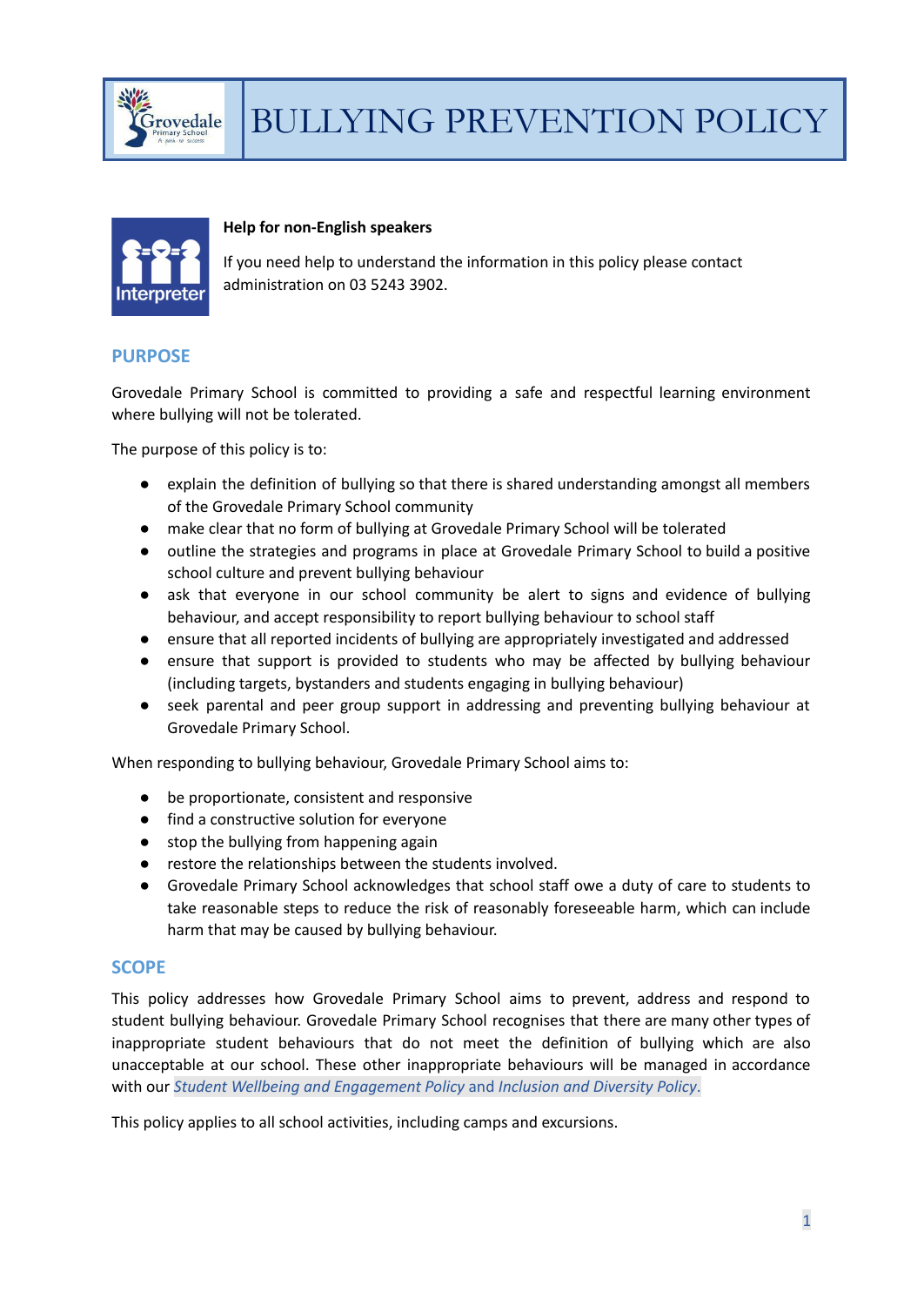# BULLYING PREVENTION POLICY

**Help for non-English speakers**

If you need help to understand the information in this policy please contact administration on 03 5243 3902.

## PURPOSE

Grovedale Primary School is committed to providing a safe and respectful learning environment where bullying will not be tolerated.

The purpose of this policy is to:

- explain the definition of bullying so that there is shared understanding amongst all members of the Grovedale Primary School community
- make clear that no form of bullying at Grovedale Primary School will be tolerated
- outline the strategies and programs in place at Grovedale Primary School to build a positive school culture and prevent bullying behaviour
- ask that everyone in our school community be alert to signs and evidence of bullying behaviour, and accept responsibility to report bullying behaviour to school staff
- ensure that all reported incidents of bullying are appropriately investigated and addressed
- ensure that support is provided to students who may be affected by bullying behaviour (including targets, bystanders and students engaging in bullying behaviour)
- seek parental and peer group support in addressing and preventing bullying behaviour at Grovedale Primary School.

When responding to bullying behaviour, Grovedale Primary School aims to:

- be proportionate, consistent and responsive
- find a constructive solution for everyone
- stop the bullying from happening again
- restore the relationships between the students involved.
- Grovedale Primary School acknowledges that school staff owe a duty of care to students to take reasonable steps to reduce the risk of reasonably foreseeable harm, which can include harm that may be caused by bullying behaviour.

## SCOPE

This policy addresses how Grovedale Primary School aims to prevent, address and respond to student bullying behaviour. Grovedale Primary School recognises that there are many other types of inappropriate student behaviours that do not meet the definition of bullying which are also unacceptable at our school. These other inappropriate behaviours will be managed in accordance with our *Student Wellbeing and Engagement Policy* and *Inclusion and Diversity Policy*.

This policy applies to all school activities, including camps and excursions.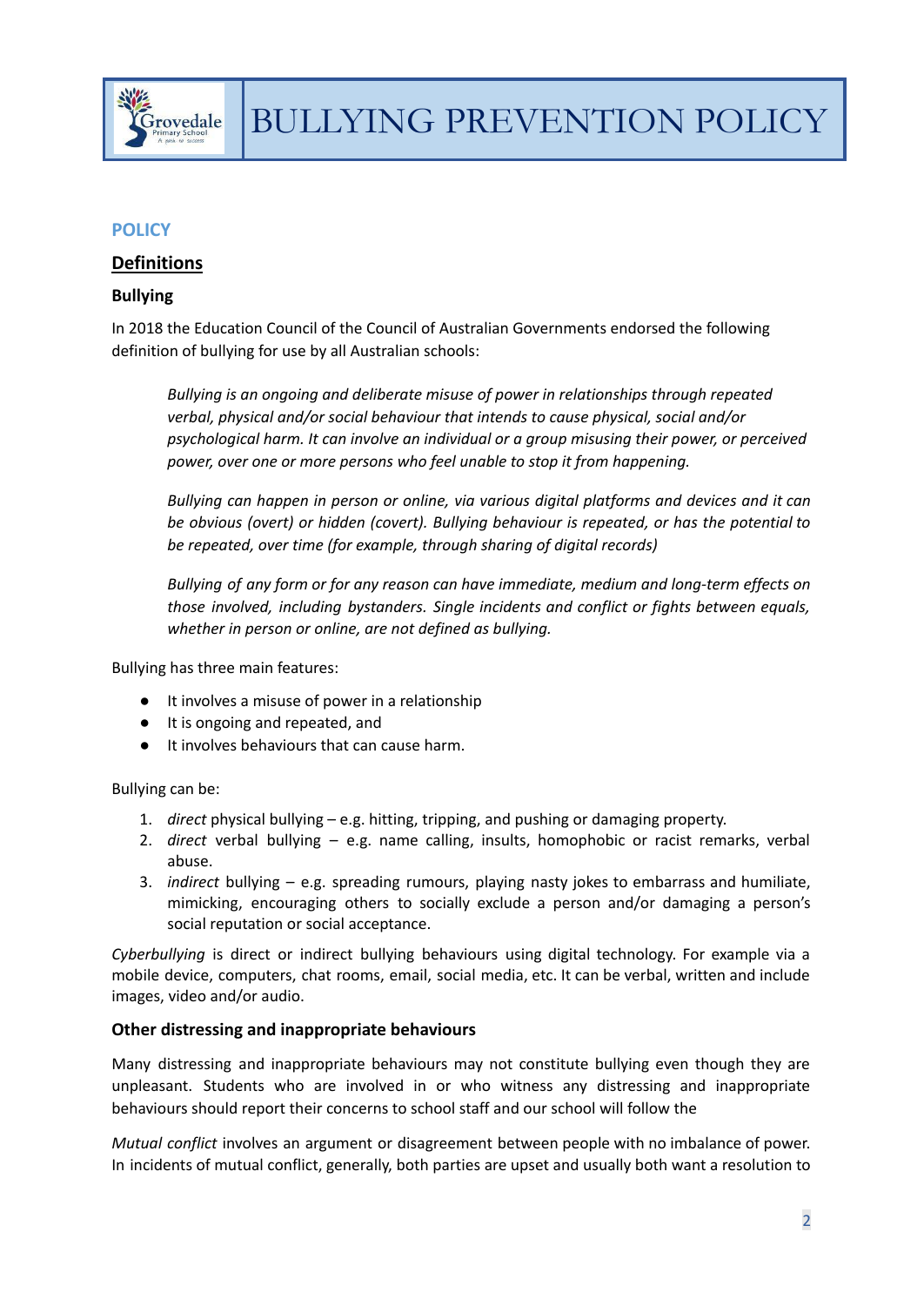# BULLYING PREVENTION POLICY

## POLICY

### Definitions

#### Bullying

In 2018 the Education Council of the Council of Australian Governments endorsed the following definition of bullying for use by all Australian schools:

> *Bullying is an ongoing and deliberate misuse of power in relationships through repeated verbal, physical and/or social behaviour that intends to cause physical, social and/or psychological harm. It can involve an individual or a group misusing their power, or perceived power, over one or more persons who feel unable to stop it from happening.*
>
> *Bullying can happen in person or online, via various digital platforms and devices and it can be obvious (overt) or hidden (covert). Bullying behaviour is repeated, or has the potential to be repeated, over time (for example, through sharing of digital records)*
>
> *Bullying of any form or for any reason can have immediate, medium and long-term effects on those involved, including bystanders. Single incidents and conflict or fights between equals, whether in person or online, are not defined as bullying.*

Bullying has three main features:

- It involves a misuse of power in a relationship
- It is ongoing and repeated, and
- It involves behaviours that can cause harm.

Bullying can be:

1. *direct* physical bullying – e.g. hitting, tripping, and pushing or damaging property.
2. *direct* verbal bullying – e.g. name calling, insults, homophobic or racist remarks, verbal abuse.
3. *indirect* bullying – e.g. spreading rumours, playing nasty jokes to embarrass and humiliate, mimicking, encouraging others to socially exclude a person and/or damaging a person's social reputation or social acceptance.

*Cyberbullying* is direct or indirect bullying behaviours using digital technology. For example via a mobile device, computers, chat rooms, email, social media, etc. It can be verbal, written and include images, video and/or audio.

#### Other distressing and inappropriate behaviours

Many distressing and inappropriate behaviours may not constitute bullying even though they are unpleasant. Students who are involved in or who witness any distressing and inappropriate behaviours should report their concerns to school staff and our school will follow the

*Mutual conflict* involves an argument or disagreement between people with no imbalance of power. In incidents of mutual conflict, generally, both parties are upset and usually both want a resolution to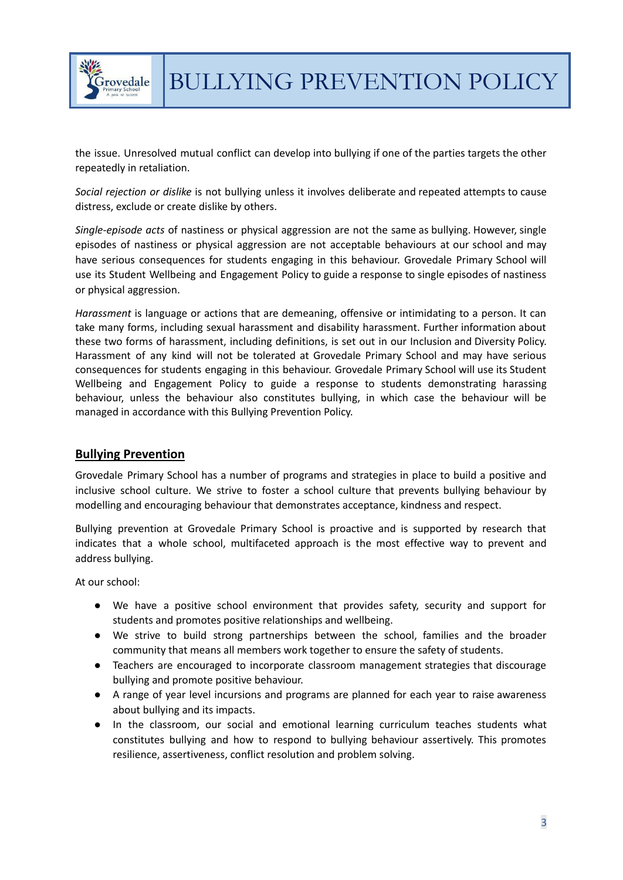the issue. Unresolved mutual conflict can develop into bullying if one of the parties targets the other repeatedly in retaliation.

*Social rejection or dislike* is not bullying unless it involves deliberate and repeated attempts to cause distress, exclude or create dislike by others.

*Single-episode acts* of nastiness or physical aggression are not the same as bullying. However, single episodes of nastiness or physical aggression are not acceptable behaviours at our school and may have serious consequences for students engaging in this behaviour. Grovedale Primary School will use its Student Wellbeing and Engagement Policy to guide a response to single episodes of nastiness or physical aggression.

*Harassment* is language or actions that are demeaning, offensive or intimidating to a person. It can take many forms, including sexual harassment and disability harassment. Further information about these two forms of harassment, including definitions, is set out in our Inclusion and Diversity Policy. Harassment of any kind will not be tolerated at Grovedale Primary School and may have serious consequences for students engaging in this behaviour. Grovedale Primary School will use its Student Wellbeing and Engagement Policy to guide a response to students demonstrating harassing behaviour, unless the behaviour also constitutes bullying, in which case the behaviour will be managed in accordance with this Bullying Prevention Policy.

## Bullying Prevention

Grovedale Primary School has a number of programs and strategies in place to build a positive and inclusive school culture. We strive to foster a school culture that prevents bullying behaviour by modelling and encouraging behaviour that demonstrates acceptance, kindness and respect.

Bullying prevention at Grovedale Primary School is proactive and is supported by research that indicates that a whole school, multifaceted approach is the most effective way to prevent and address bullying.

At our school:

- We have a positive school environment that provides safety, security and support for students and promotes positive relationships and wellbeing.
- We strive to build strong partnerships between the school, families and the broader community that means all members work together to ensure the safety of students.
- Teachers are encouraged to incorporate classroom management strategies that discourage bullying and promote positive behaviour.
- A range of year level incursions and programs are planned for each year to raise awareness about bullying and its impacts.
- In the classroom, our social and emotional learning curriculum teaches students what constitutes bullying and how to respond to bullying behaviour assertively. This promotes resilience, assertiveness, conflict resolution and problem solving.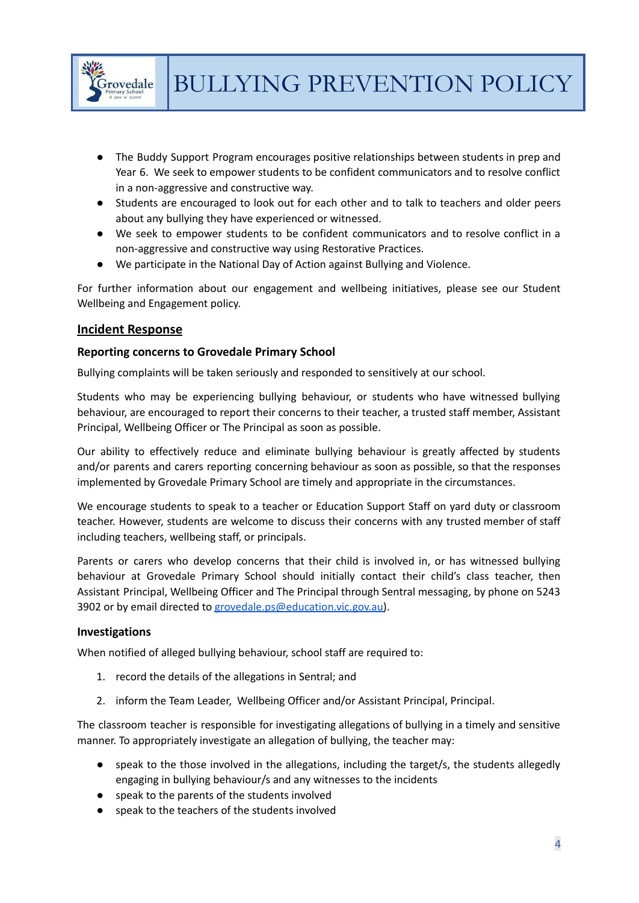- The Buddy Support Program encourages positive relationships between students in prep and Year 6. We seek to empower students to be confident communicators and to resolve conflict in a non-aggressive and constructive way.
- Students are encouraged to look out for each other and to talk to teachers and older peers about any bullying they have experienced or witnessed.
- We seek to empower students to be confident communicators and to resolve conflict in a non-aggressive and constructive way using Restorative Practices.
- We participate in the National Day of Action against Bullying and Violence.

For further information about our engagement and wellbeing initiatives, please see our Student Wellbeing and Engagement policy.

## Incident Response

### Reporting concerns to Grovedale Primary School

Bullying complaints will be taken seriously and responded to sensitively at our school.

Students who may be experiencing bullying behaviour, or students who have witnessed bullying behaviour, are encouraged to report their concerns to their teacher, a trusted staff member, Assistant Principal, Wellbeing Officer or The Principal as soon as possible.

Our ability to effectively reduce and eliminate bullying behaviour is greatly affected by students and/or parents and carers reporting concerning behaviour as soon as possible, so that the responses implemented by Grovedale Primary School are timely and appropriate in the circumstances.

We encourage students to speak to a teacher or Education Support Staff on yard duty or classroom teacher. However, students are welcome to discuss their concerns with any trusted member of staff including teachers, wellbeing staff, or principals.

Parents or carers who develop concerns that their child is involved in, or has witnessed bullying behaviour at Grovedale Primary School should initially contact their child's class teacher, then Assistant Principal, Wellbeing Officer and The Principal through Sentral messaging, by phone on 5243 3902 or by email directed to grovedale.ps@education.vic.gov.au).

### Investigations

When notified of alleged bullying behaviour, school staff are required to:

1. record the details of the allegations in Sentral; and
2. inform the Team Leader, Wellbeing Officer and/or Assistant Principal, Principal.

The classroom teacher is responsible for investigating allegations of bullying in a timely and sensitive manner. To appropriately investigate an allegation of bullying, the teacher may:

- speak to the those involved in the allegations, including the target/s, the students allegedly engaging in bullying behaviour/s and any witnesses to the incidents
- speak to the parents of the students involved
- speak to the teachers of the students involved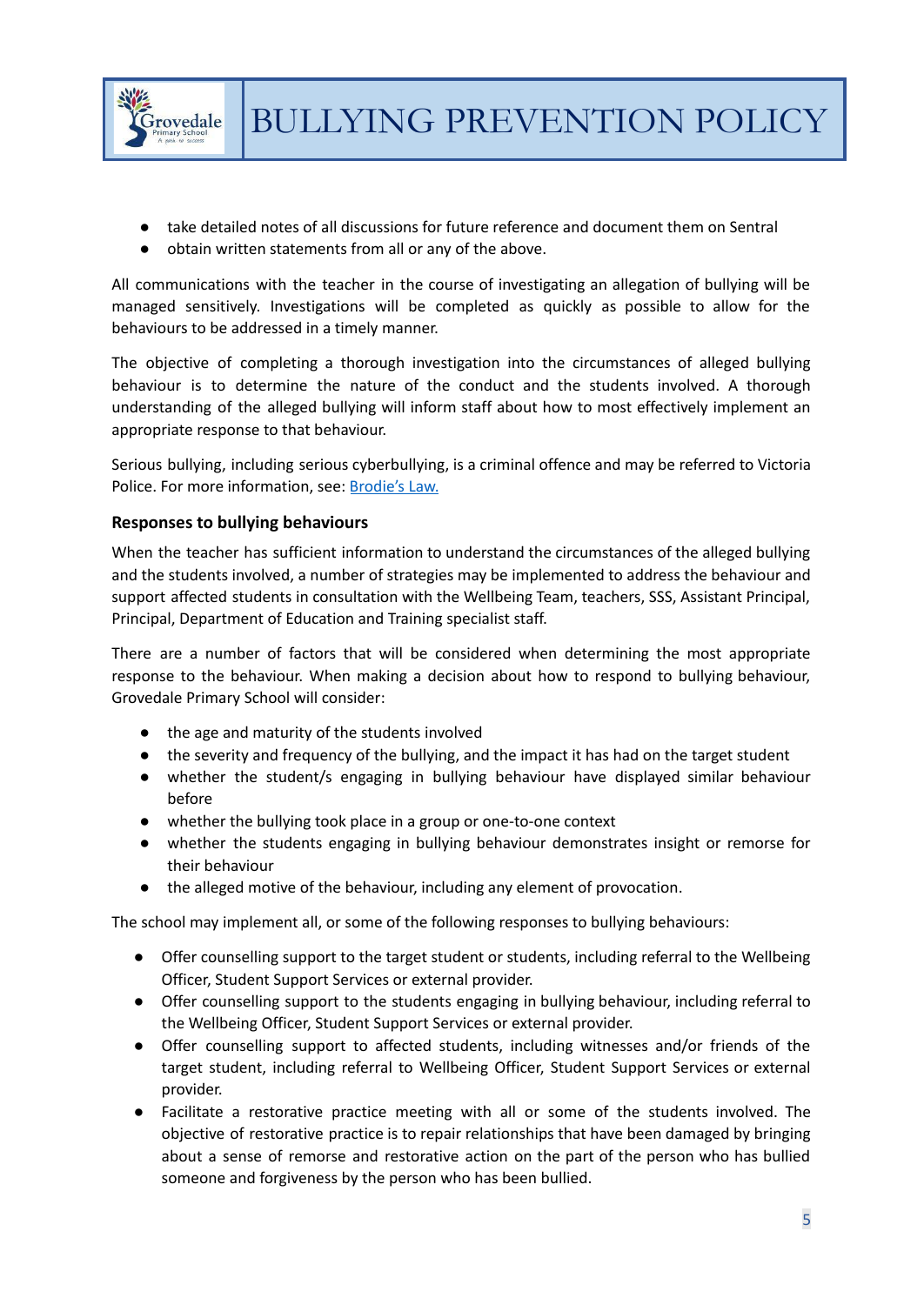- take detailed notes of all discussions for future reference and document them on Sentral
- obtain written statements from all or any of the above.

All communications with the teacher in the course of investigating an allegation of bullying will be managed sensitively. Investigations will be completed as quickly as possible to allow for the behaviours to be addressed in a timely manner.

The objective of completing a thorough investigation into the circumstances of alleged bullying behaviour is to determine the nature of the conduct and the students involved. A thorough understanding of the alleged bullying will inform staff about how to most effectively implement an appropriate response to that behaviour.

Serious bullying, including serious cyberbullying, is a criminal offence and may be referred to Victoria Police. For more information, see: [Brodie's Law.]

### Responses to bullying behaviours

When the teacher has sufficient information to understand the circumstances of the alleged bullying and the students involved, a number of strategies may be implemented to address the behaviour and support affected students in consultation with the Wellbeing Team, teachers, SSS, Assistant Principal, Principal, Department of Education and Training specialist staff.

There are a number of factors that will be considered when determining the most appropriate response to the behaviour. When making a decision about how to respond to bullying behaviour, Grovedale Primary School will consider:

- the age and maturity of the students involved
- the severity and frequency of the bullying, and the impact it has had on the target student
- whether the student/s engaging in bullying behaviour have displayed similar behaviour before
- whether the bullying took place in a group or one-to-one context
- whether the students engaging in bullying behaviour demonstrates insight or remorse for their behaviour
- the alleged motive of the behaviour, including any element of provocation.

The school may implement all, or some of the following responses to bullying behaviours:

- Offer counselling support to the target student or students, including referral to the Wellbeing Officer, Student Support Services or external provider.
- Offer counselling support to the students engaging in bullying behaviour, including referral to the Wellbeing Officer, Student Support Services or external provider.
- Offer counselling support to affected students, including witnesses and/or friends of the target student, including referral to Wellbeing Officer, Student Support Services or external provider.
- Facilitate a restorative practice meeting with all or some of the students involved. The objective of restorative practice is to repair relationships that have been damaged by bringing about a sense of remorse and restorative action on the part of the person who has bullied someone and forgiveness by the person who has been bullied.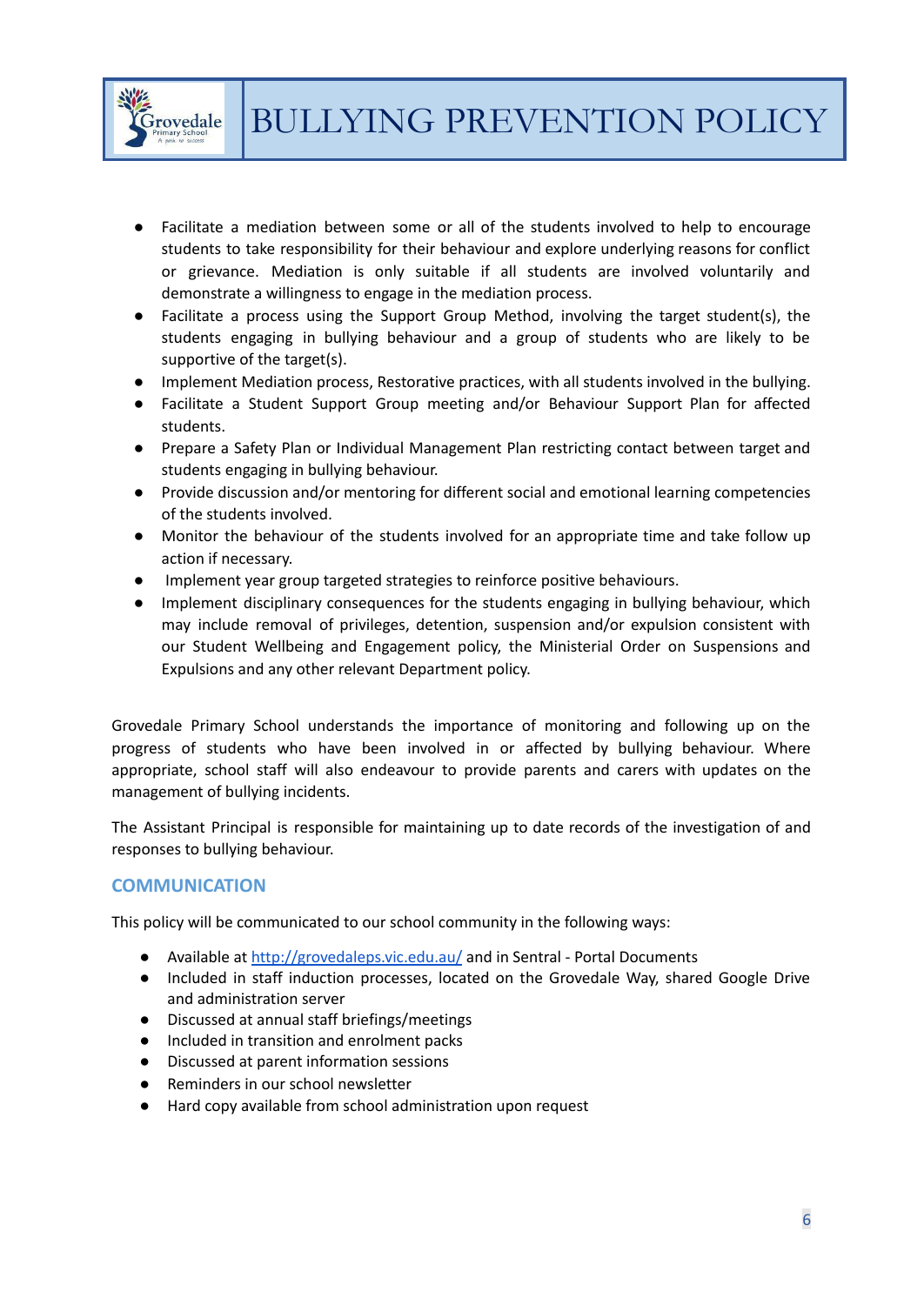- Facilitate a mediation between some or all of the students involved to help to encourage students to take responsibility for their behaviour and explore underlying reasons for conflict or grievance. Mediation is only suitable if all students are involved voluntarily and demonstrate a willingness to engage in the mediation process.
- Facilitate a process using the Support Group Method, involving the target student(s), the students engaging in bullying behaviour and a group of students who are likely to be supportive of the target(s).
- Implement Mediation process, Restorative practices, with all students involved in the bullying.
- Facilitate a Student Support Group meeting and/or Behaviour Support Plan for affected students.
- Prepare a Safety Plan or Individual Management Plan restricting contact between target and students engaging in bullying behaviour.
- Provide discussion and/or mentoring for different social and emotional learning competencies of the students involved.
- Monitor the behaviour of the students involved for an appropriate time and take follow up action if necessary.
- Implement year group targeted strategies to reinforce positive behaviours.
- Implement disciplinary consequences for the students engaging in bullying behaviour, which may include removal of privileges, detention, suspension and/or expulsion consistent with our Student Wellbeing and Engagement policy, the Ministerial Order on Suspensions and Expulsions and any other relevant Department policy.

Grovedale Primary School understands the importance of monitoring and following up on the progress of students who have been involved in or affected by bullying behaviour. Where appropriate, school staff will also endeavour to provide parents and carers with updates on the management of bullying incidents.

The Assistant Principal is responsible for maintaining up to date records of the investigation of and responses to bullying behaviour.

## COMMUNICATION

This policy will be communicated to our school community in the following ways:

- Available at http://grovedaleps.vic.edu.au/ and in Sentral - Portal Documents
- Included in staff induction processes, located on the Grovedale Way, shared Google Drive and administration server
- Discussed at annual staff briefings/meetings
- Included in transition and enrolment packs
- Discussed at parent information sessions
- Reminders in our school newsletter
- Hard copy available from school administration upon request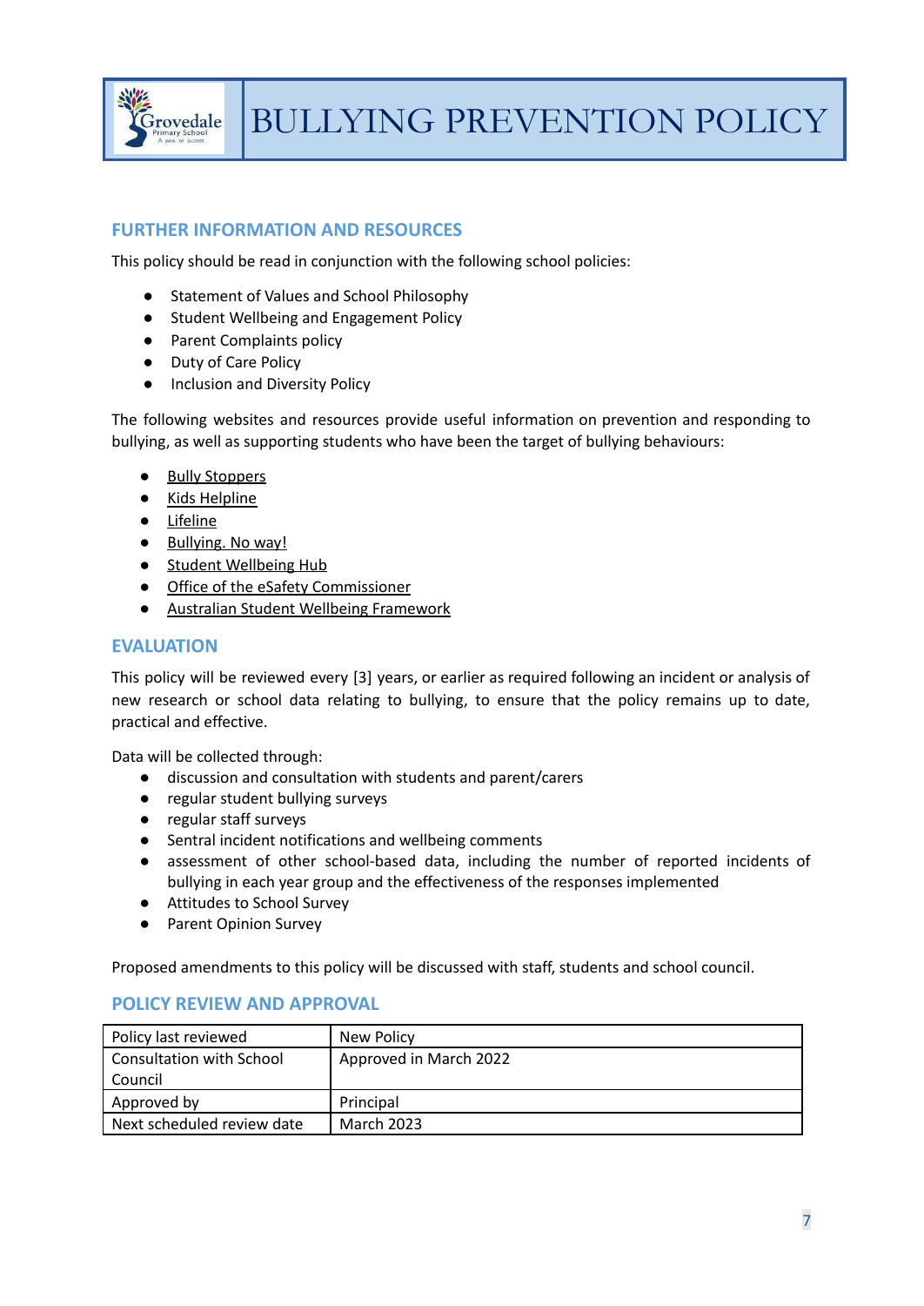## FURTHER INFORMATION AND RESOURCES

This policy should be read in conjunction with the following school policies:

- Statement of Values and School Philosophy
- Student Wellbeing and Engagement Policy
- Parent Complaints policy
- Duty of Care Policy
- Inclusion and Diversity Policy

The following websites and resources provide useful information on prevention and responding to bullying, as well as supporting students who have been the target of bullying behaviours:

- Bully Stoppers
- Kids Helpline
- Lifeline
- Bullying. No way!
- Student Wellbeing Hub
- Office of the eSafety Commissioner
- Australian Student Wellbeing Framework

## EVALUATION

This policy will be reviewed every [3] years, or earlier as required following an incident or analysis of new research or school data relating to bullying, to ensure that the policy remains up to date, practical and effective.

Data will be collected through:

- discussion and consultation with students and parent/carers
- regular student bullying surveys
- regular staff surveys
- Sentral incident notifications and wellbeing comments
- assessment of other school-based data, including the number of reported incidents of bullying in each year group and the effectiveness of the responses implemented
- Attitudes to School Survey
- Parent Opinion Survey

Proposed amendments to this policy will be discussed with staff, students and school council.

## POLICY REVIEW AND APPROVAL

| | |
|---|---|
| Policy last reviewed | New Policy |
| Consultation with School Council | Approved in March 2022 |
| Approved by | Principal |
| Next scheduled review date | March 2023 |